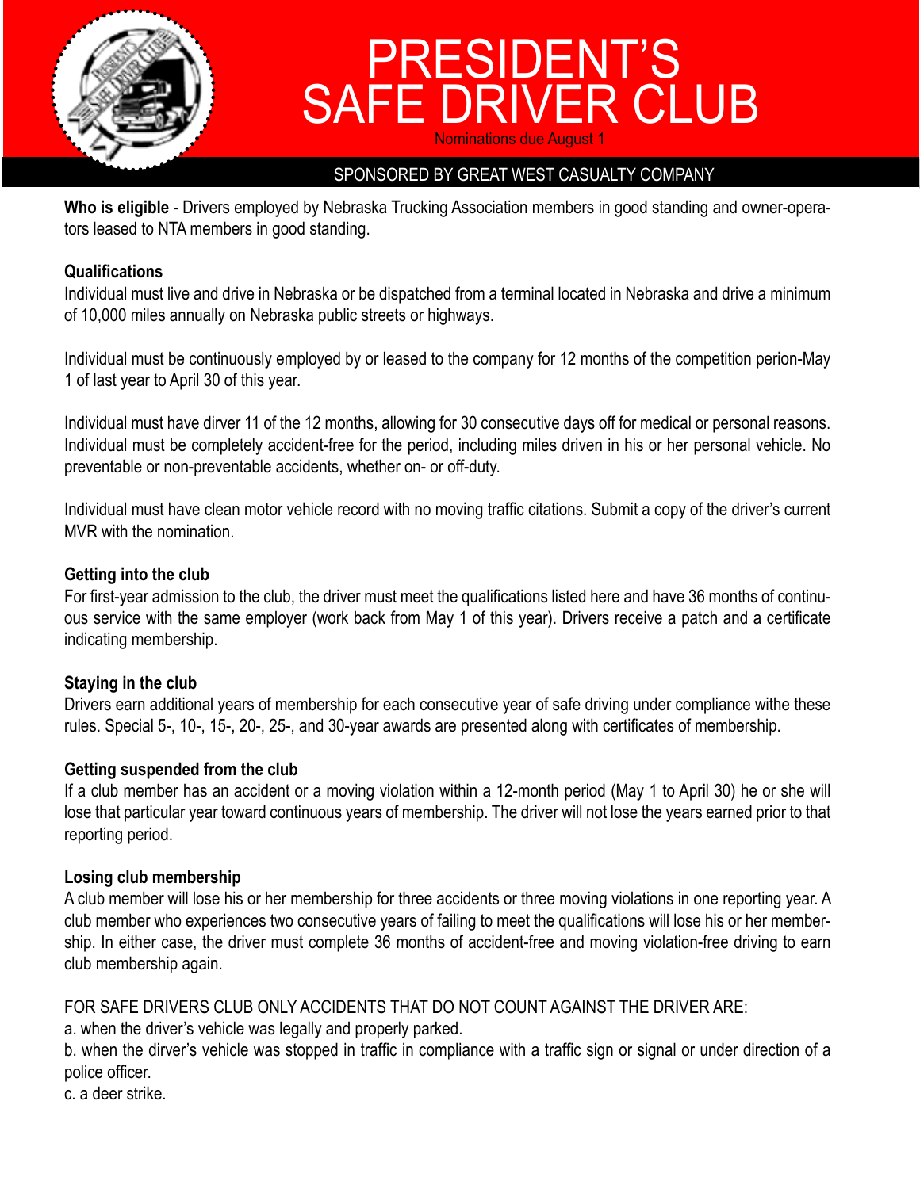# PRESIDENT'S SAFE DRIVER CLUB

Nominations due August 1

SPONSORED BY GREAT WEST CASUALTY COMPANY

**Who is eligible** - Drivers employed by Nebraska Trucking Association members in good standing and owner-operators leased to NTA members in good standing.

**Qualifications**

Individual must live and drive in Nebraska or be dispatched from a terminal located in Nebraska and drive a minimum of 10,000 miles annually on Nebraska public streets or highways.

Individual must be continuously employed by or leased to the company for 12 months of the competition perion-May 1 of last year to April 30 of this year.

Individual must have dirver 11 of the 12 months, allowing for 30 consecutive days off for medical or personal reasons. Individual must be completely accident-free for the period, including miles driven in his or her personal vehicle. No preventable or non-preventable accidents, whether on- or off-duty.

Individual must have clean motor vehicle record with no moving traffic citations. Submit a copy of the driver's current MVR with the nomination.

**Getting into the club**

For first-year admission to the club, the driver must meet the qualifications listed here and have 36 months of continuous service with the same employer (work back from May 1 of this year). Drivers receive a patch and a certificate indicating membership.

**Staying in the club**

Drivers earn additional years of membership for each consecutive year of safe driving under compliance withe these rules. Special 5-, 10-, 15-, 20-, 25-, and 30-year awards are presented along with certificates of membership.

**Getting suspended from the club**

If a club member has an accident or a moving violation within a 12-month period (May 1 to April 30) he or she will lose that particular year toward continuous years of membership. The driver will not lose the years earned prior to that reporting period.

**Losing club membership**

A club member will lose his or her membership for three accidents or three moving violations in one reporting year. A club member who experiences two consecutive years of failing to meet the qualifications will lose his or her membership. In either case, the driver must complete 36 months of accident-free and moving violation-free driving to earn club membership again.

FOR SAFE DRIVERS CLUB ONLY ACCIDENTS THAT DO NOT COUNT AGAINST THE DRIVER ARE:

a. when the driver's vehicle was legally and properly parked.

b. when the dirver's vehicle was stopped in traffic in compliance with a traffic sign or signal or under direction of a police officer.

c. a deer strike.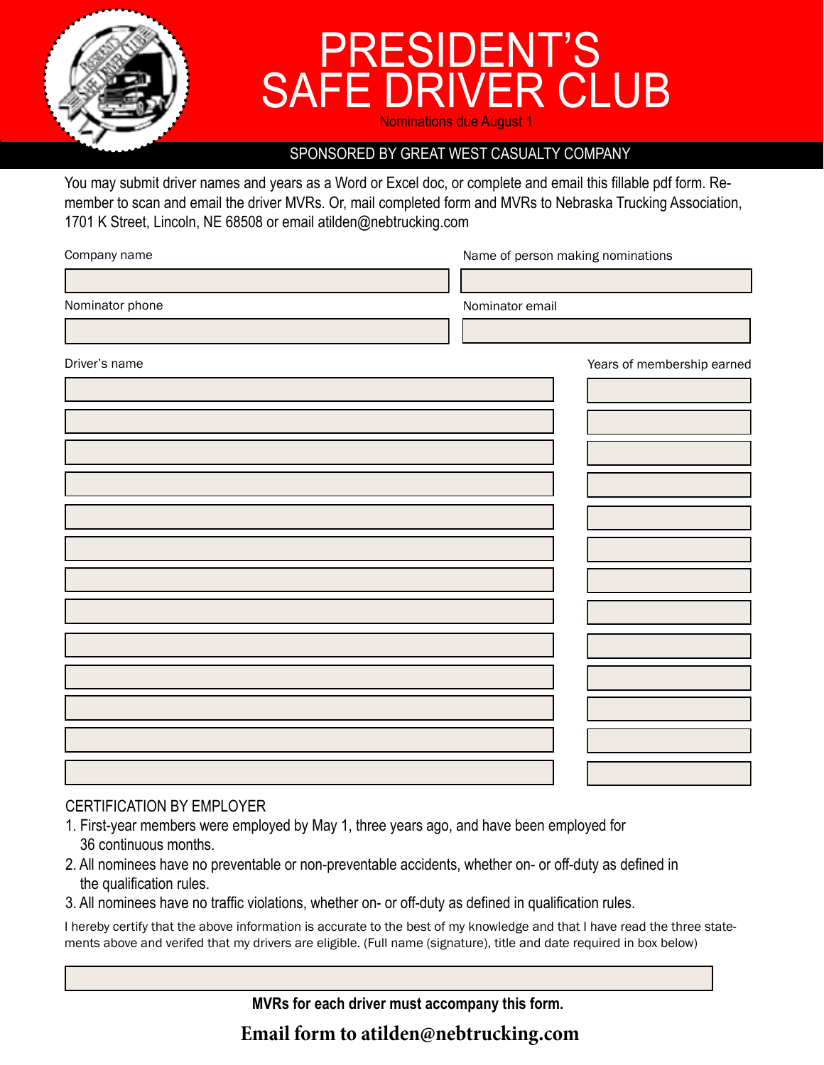# PRESIDENT'S SAFE DRIVER CLUB

Nominations due August 1

SPONSORED BY GREAT WEST CASUALTY COMPANY

You may submit driver names and years as a Word or Excel doc, or complete and email this fillable pdf form. Remember to scan and email the driver MVRs. Or, mail completed form and MVRs to Nebraska Trucking Association, 1701 K Street, Lincoln, NE 68508 or email atilden@nebtrucking.com

Company name

Name of person making nominations

Nominator phone

Nominator email

| Driver's name | Years of membership earned |
|---|---|
| | |
| | |
| | |
| | |
| | |
| | |
| | |
| | |
| | |
| | |
| | |
| | |
| | |

CERTIFICATION BY EMPLOYER

1. First-year members were employed by May 1, three years ago, and have been employed for 36 continuous months.
2. All nominees have no preventable or non-preventable accidents, whether on- or off-duty as defined in the qualification rules.
3. All nominees have no traffic violations, whether on- or off-duty as defined in qualification rules.

I hereby certify that the above information is accurate to the best of my knowledge and that I have read the three statements above and verifed that my drivers are eligible. (Full name (signature), title and date required in box below)

**MVRs for each driver must accompany this form.**

**Email form to atilden@nebtrucking.com**